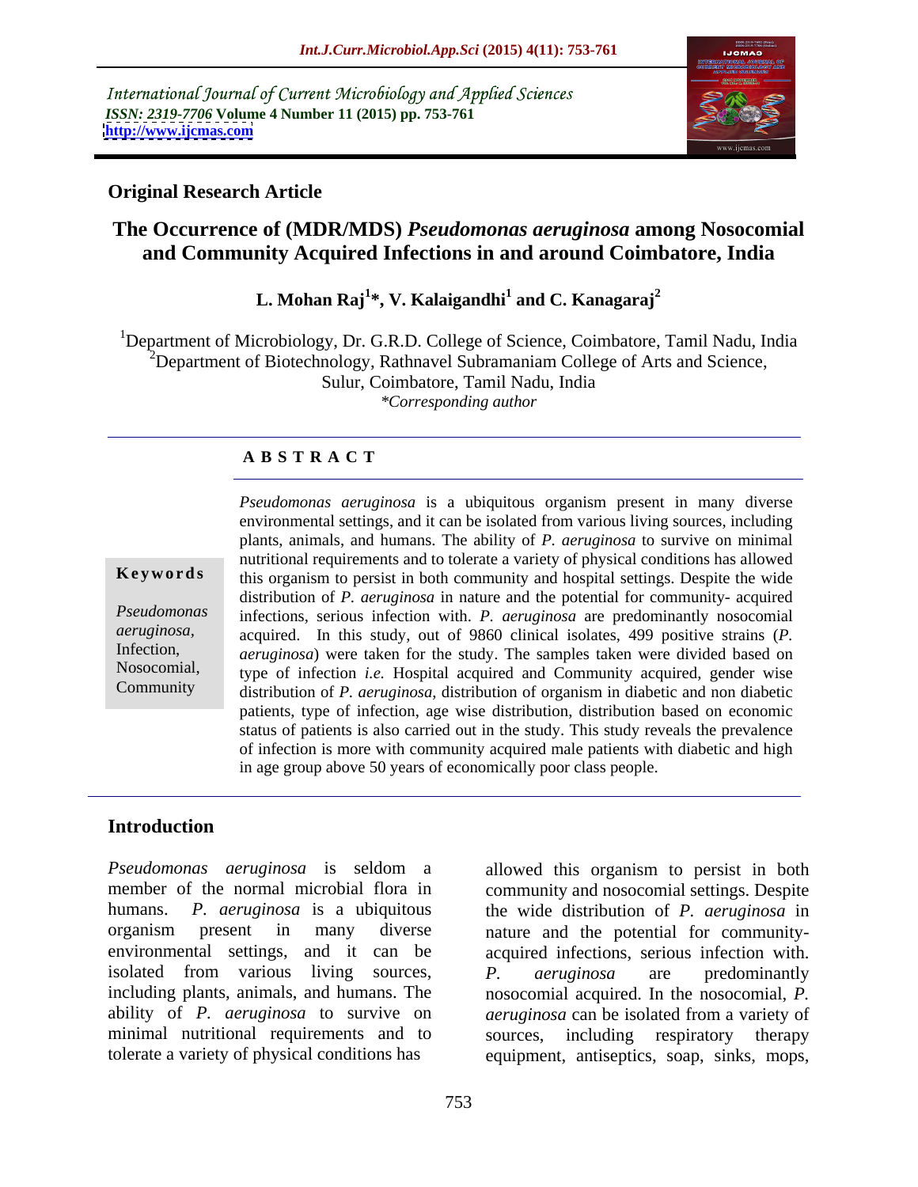International Journal of Current Microbiology and Applied Sciences
*ISSN: 2319-7706* **Volume 4 Number 11 (2015) pp. 753-761**
**http://www.ijcmas.com**

**Original Research Article**

# The Occurrence of (MDR/MDS) *Pseudomonas aeruginosa* among Nosocomial and Community Acquired Infections in and around Coimbatore, India

**L. Mohan Raj[1]*, V. Kalaigandhi[1] and C. Kanagaraj[2]**

[1]Department of Microbiology, Dr. G.R.D. College of Science, Coimbatore, Tamil Nadu, India
[2]Department of Biotechnology, Rathnavel Subramaniam College of Arts and Science, Sulur, Coimbatore, Tamil Nadu, India
*\*Corresponding author*

## ABSTRACT

**Keywords**

*Pseudomonas aeruginosa*, Infection, Nosocomial, Community

*Pseudomonas aeruginosa* is a ubiquitous organism present in many diverse environmental settings, and it can be isolated from various living sources, including plants, animals, and humans. The ability of *P. aeruginosa* to survive on minimal nutritional requirements and to tolerate a variety of physical conditions has allowed this organism to persist in both community and hospital settings. Despite the wide distribution of *P. aeruginosa* in nature and the potential for community- acquired infections, serious infection with. *P. aeruginosa* are predominantly nosocomial acquired. In this study, out of 9860 clinical isolates, 499 positive strains (*P. aeruginosa*) were taken for the study. The samples taken were divided based on type of infection *i.e.* Hospital acquired and Community acquired, gender wise distribution of *P. aeruginosa*, distribution of organism in diabetic and non diabetic patients, type of infection, age wise distribution, distribution based on economic status of patients is also carried out in the study. This study reveals the prevalence of infection is more with community acquired male patients with diabetic and high in age group above 50 years of economically poor class people.

## Introduction

*Pseudomonas aeruginosa* is seldom a member of the normal microbial flora in humans. *P. aeruginosa* is a ubiquitous organism present in many diverse environmental settings, and it can be isolated from various living sources, including plants, animals, and humans. The ability of *P. aeruginosa* to survive on minimal nutritional requirements and to tolerate a variety of physical conditions has allowed this organism to persist in both community and nosocomial settings. Despite the wide distribution of *P. aeruginosa* in nature and the potential for community-acquired infections, serious infection with. *P. aeruginosa* are predominantly nosocomial acquired. In the nosocomial, *P. aeruginosa* can be isolated from a variety of sources, including respiratory therapy equipment, antiseptics, soap, sinks, mops,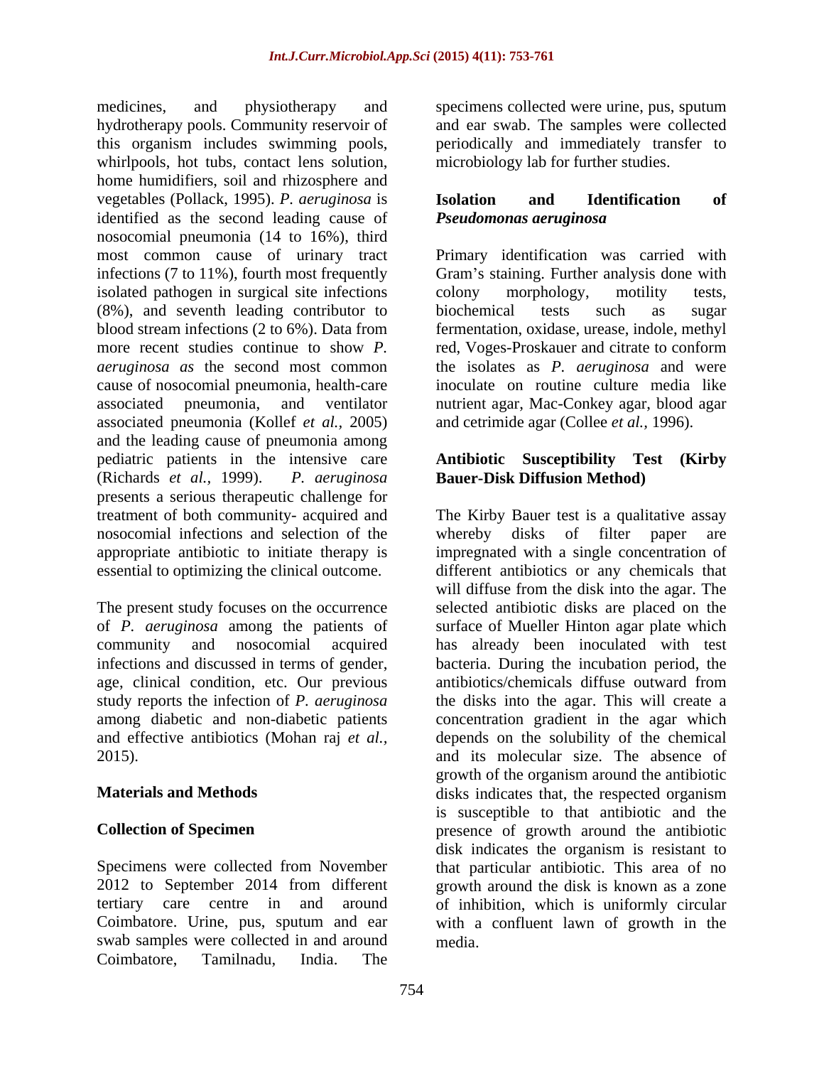medicines, and physiotherapy and hydrotherapy pools. Community reservoir of this organism includes swimming pools, whirlpools, hot tubs, contact lens solution, home humidifiers, soil and rhizosphere and vegetables (Pollack, 1995). *P. aeruginosa* is identified as the second leading cause of nosocomial pneumonia (14 to 16%), third most common cause of urinary tract infections (7 to 11%), fourth most frequently isolated pathogen in surgical site infections (8%), and seventh leading contributor to blood stream infections (2 to 6%). Data from more recent studies continue to show *P. aeruginosa as* the second most common cause of nosocomial pneumonia, health-care associated pneumonia, and ventilator associated pneumonia (Kollef *et al.,* 2005) and the leading cause of pneumonia among pediatric patients in the intensive care (Richards *et al.,* 1999). *P. aeruginosa* presents a serious therapeutic challenge for treatment of both community- acquired and nosocomial infections and selection of the appropriate antibiotic to initiate therapy is essential to optimizing the clinical outcome.

The present study focuses on the occurrence of *P. aeruginosa* among the patients of community and nosocomial acquired infections and discussed in terms of gender, age, clinical condition, etc. Our previous study reports the infection of *P. aeruginosa* among diabetic and non-diabetic patients and effective antibiotics (Mohan raj *et al.*, 2015).

## Materials and Methods

### Collection of Specimen

Specimens were collected from November 2012 to September 2014 from different tertiary care centre in and around Coimbatore. Urine, pus, sputum and ear swab samples were collected in and around Coimbatore, Tamilnadu, India. The specimens collected were urine, pus, sputum and ear swab. The samples were collected periodically and immediately transfer to microbiology lab for further studies.

### Isolation and Identification of *Pseudomonas aeruginosa*

Primary identification was carried with Gram's staining. Further analysis done with colony morphology, motility tests, biochemical tests such as sugar fermentation, oxidase, urease, indole, methyl red, Voges-Proskauer and citrate to conform the isolates as *P. aeruginosa* and were inoculate on routine culture media like nutrient agar, Mac-Conkey agar, blood agar and cetrimide agar (Collee *et al.,* 1996).

### Antibiotic Susceptibility Test (Kirby Bauer-Disk Diffusion Method)

The Kirby Bauer test is a qualitative assay whereby disks of filter paper are impregnated with a single concentration of different antibiotics or any chemicals that will diffuse from the disk into the agar. The selected antibiotic disks are placed on the surface of Mueller Hinton agar plate which has already been inoculated with test bacteria. During the incubation period, the antibiotics/chemicals diffuse outward from the disks into the agar. This will create a concentration gradient in the agar which depends on the solubility of the chemical and its molecular size. The absence of growth of the organism around the antibiotic disks indicates that, the respected organism is susceptible to that antibiotic and the presence of growth around the antibiotic disk indicates the organism is resistant to that particular antibiotic. This area of no growth around the disk is known as a zone of inhibition, which is uniformly circular with a confluent lawn of growth in the media.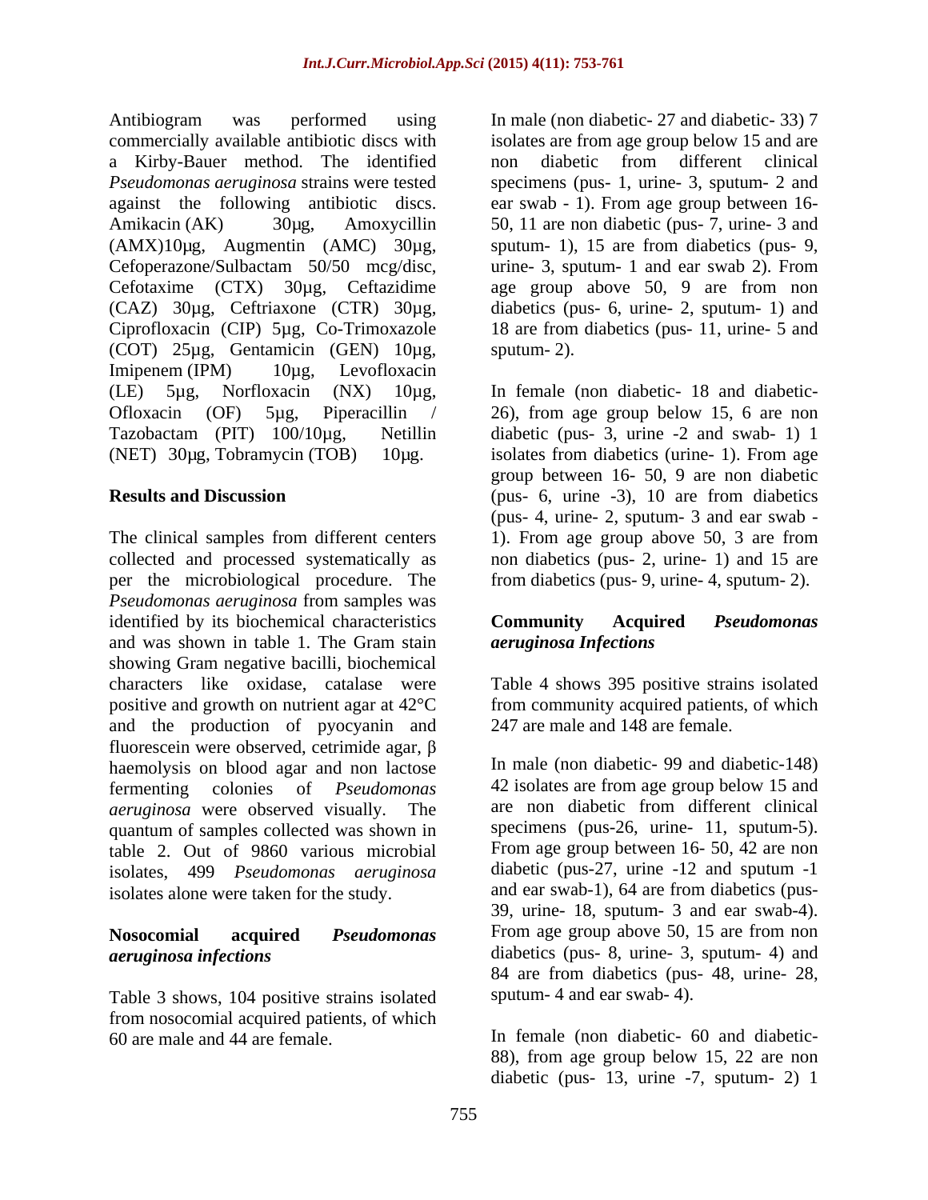Antibiogram was performed using commercially available antibiotic discs with a Kirby-Bauer method. The identified *Pseudomonas aeruginosa* strains were tested against the following antibiotic discs. Amikacin (AK) 30µg, Amoxycillin (AMX)10µg, Augmentin (AMC) 30µg, Cefoperazone/Sulbactam 50/50 mcg/disc, Cefotaxime (CTX) 30µg, Ceftazidime (CAZ) 30µg, Ceftriaxone (CTR) 30µg, Ciprofloxacin (CIP) 5µg, Co-Trimoxazole (COT) 25µg, Gentamicin (GEN) 10µg, Imipenem (IPM) 10µg, Levofloxacin (LE) 5µg, Norfloxacin (NX) 10µg, Ofloxacin (OF) 5µg, Piperacillin / Tazobactam (PIT) 100/10µg, Netillin (NET) 30µg, Tobramycin (TOB) 10µg.

## Results and Discussion

The clinical samples from different centers collected and processed systematically as per the microbiological procedure. The *Pseudomonas aeruginosa* from samples was identified by its biochemical characteristics and was shown in table 1. The Gram stain showing Gram negative bacilli, biochemical characters like oxidase, catalase were positive and growth on nutrient agar at 42°C and the production of pyocyanin and fluorescein were observed, cetrimide agar, β haemolysis on blood agar and non lactose fermenting colonies of *Pseudomonas aeruginosa* were observed visually. The quantum of samples collected was shown in table 2. Out of 9860 various microbial isolates, 499 *Pseudomonas aeruginosa* isolates alone were taken for the study.

### Nosocomial acquired *Pseudomonas aeruginosa infections*

Table 3 shows, 104 positive strains isolated from nosocomial acquired patients, of which 60 are male and 44 are female.

In male (non diabetic- 27 and diabetic- 33) 7 isolates are from age group below 15 and are non diabetic from different clinical specimens (pus- 1, urine- 3, sputum- 2 and ear swab - 1). From age group between 16-50, 11 are non diabetic (pus- 7, urine- 3 and sputum- 1), 15 are from diabetics (pus- 9, urine- 3, sputum- 1 and ear swab 2). From age group above 50, 9 are from non diabetics (pus- 6, urine- 2, sputum- 1) and 18 are from diabetics (pus- 11, urine- 5 and sputum- 2).

In female (non diabetic- 18 and diabetic- 26), from age group below 15, 6 are non diabetic (pus- 3, urine -2 and swab- 1) 1 isolates from diabetics (urine- 1). From age group between 16- 50, 9 are non diabetic (pus- 6, urine -3), 10 are from diabetics (pus- 4, urine- 2, sputum- 3 and ear swab - 1). From age group above 50, 3 are from non diabetics (pus- 2, urine- 1) and 15 are from diabetics (pus- 9, urine- 4, sputum- 2).

### Community Acquired *Pseudomonas aeruginosa Infections*

Table 4 shows 395 positive strains isolated from community acquired patients, of which 247 are male and 148 are female.

In male (non diabetic- 99 and diabetic-148) 42 isolates are from age group below 15 and are non diabetic from different clinical specimens (pus-26, urine- 11, sputum-5). From age group between 16- 50, 42 are non diabetic (pus-27, urine -12 and sputum -1 and ear swab-1), 64 are from diabetics (pus-39, urine- 18, sputum- 3 and ear swab-4). From age group above 50, 15 are from non diabetics (pus- 8, urine- 3, sputum- 4) and 84 are from diabetics (pus- 48, urine- 28, sputum- 4 and ear swab- 4).

In female (non diabetic- 60 and diabetic- 88), from age group below 15, 22 are non diabetic (pus- 13, urine -7, sputum- 2) 1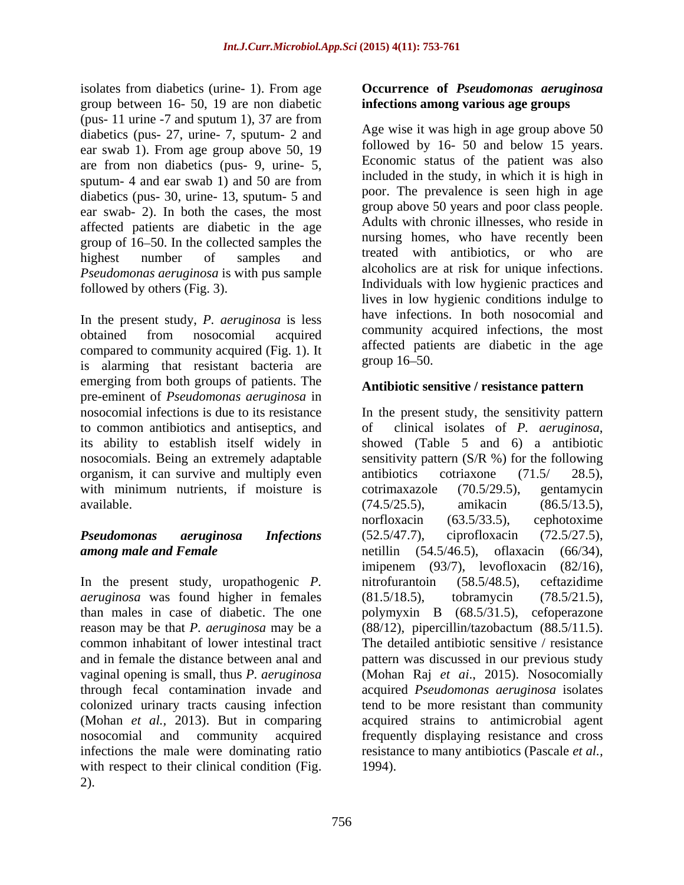isolates from diabetics (urine- 1). From age group between 16- 50, 19 are non diabetic (pus- 11 urine -7 and sputum 1), 37 are from diabetics (pus- 27, urine- 7, sputum- 2 and ear swab 1). From age group above 50, 19 are from non diabetics (pus- 9, urine- 5, sputum- 4 and ear swab 1) and 50 are from diabetics (pus- 30, urine- 13, sputum- 5 and ear swab- 2). In both the cases, the most affected patients are diabetic in the age group of 16–50. In the collected samples the highest number of samples and *Pseudomonas aeruginosa* is with pus sample followed by others (Fig. 3).

In the present study, *P. aeruginosa* is less obtained from nosocomial acquired compared to community acquired (Fig. 1). It is alarming that resistant bacteria are emerging from both groups of patients. The pre-eminent of *Pseudomonas aeruginosa* in nosocomial infections is due to its resistance to common antibiotics and antiseptics, and its ability to establish itself widely in nosocomials. Being an extremely adaptable organism, it can survive and multiply even with minimum nutrients, if moisture is available.

### *Pseudomonas aeruginosa Infections among male and Female*

In the present study, uropathogenic *P. aeruginosa* was found higher in females than males in case of diabetic. The one reason may be that *P. aeruginosa* may be a common inhabitant of lower intestinal tract and in female the distance between anal and vaginal opening is small, thus *P. aeruginosa* through fecal contamination invade and colonized urinary tracts causing infection (Mohan *et al.,* 2013). But in comparing nosocomial and community acquired infections the male were dominating ratio with respect to their clinical condition (Fig. 2).

### Occurrence of *Pseudomonas aeruginosa* infections among various age groups

Age wise it was high in age group above 50 followed by 16- 50 and below 15 years. Economic status of the patient was also included in the study, in which it is high in poor. The prevalence is seen high in age group above 50 years and poor class people. Adults with chronic illnesses, who reside in nursing homes, who have recently been treated with antibiotics, or who are alcoholics are at risk for unique infections. Individuals with low hygienic practices and lives in low hygienic conditions indulge to have infections. In both nosocomial and community acquired infections, the most affected patients are diabetic in the age group 16–50.

### Antibiotic sensitive / resistance pattern

In the present study, the sensitivity pattern of clinical isolates of *P. aeruginosa*, showed (Table 5 and 6) a antibiotic sensitivity pattern (S/R %) for the following antibiotics cotriaxone (71.5/ 28.5), cotrimaxazole (70.5/29.5), gentamycin (74.5/25.5), amikacin (86.5/13.5), norfloxacin (63.5/33.5), cephotoxime (52.5/47.7), ciprofloxacin (72.5/27.5), netillin (54.5/46.5), oflaxacin (66/34), imipenem (93/7), levofloxacin (82/16), nitrofurantoin (58.5/48.5), ceftazidime (81.5/18.5), tobramycin (78.5/21.5), polymyxin B (68.5/31.5), cefoperazone (88/12), pipercillin/tazobactum (88.5/11.5). The detailed antibiotic sensitive / resistance pattern was discussed in our previous study (Mohan Raj *et ai*., 2015). Nosocomially acquired *Pseudomonas aeruginosa* isolates tend to be more resistant than community acquired strains to antimicrobial agent frequently displaying resistance and cross resistance to many antibiotics (Pascale *et al.,* 1994).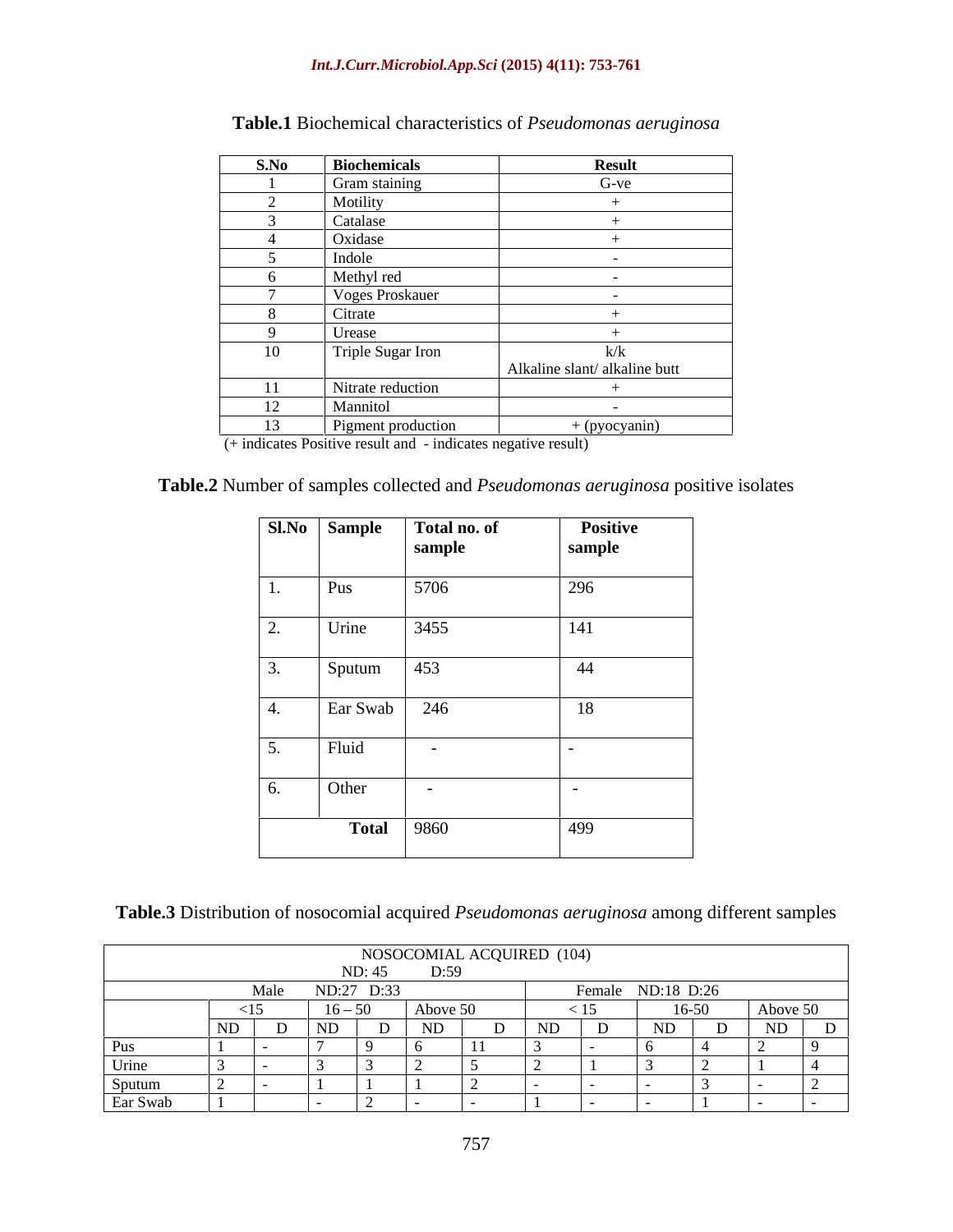**Table.1** Biochemical characteristics of *Pseudomonas aeruginosa*

| S.No | Biochemicals | Result |
|---|---|---|
| 1 | Gram staining | G-ve |
| 2 | Motility | + |
| 3 | Catalase | + |
| 4 | Oxidase | + |
| 5 | Indole | - |
| 6 | Methyl red | - |
| 7 | Voges Proskauer | - |
| 8 | Citrate | + |
| 9 | Urease | + |
| 10 | Triple Sugar Iron | k/k Alkaline slant/ alkaline butt |
| 11 | Nitrate reduction | + |
| 12 | Mannitol | - |
| 13 | Pigment production | + (pyocyanin) |

(+ indicates Positive result and - indicates negative result)

**Table.2** Number of samples collected and *Pseudomonas aeruginosa* positive isolates

| Sl.No | Sample | Total no. of sample | Positive sample |
|---|---|---|---|
| 1. | Pus | 5706 | 296 |
| 2. | Urine | 3455 | 141 |
| 3. | Sputum | 453 | 44 |
| 4. | Ear Swab | 246 | 18 |
| 5. | Fluid | - | - |
| 6. | Other | - | - |
| | **Total** | 9860 | 499 |

**Table.3** Distribution of nosocomial acquired *Pseudomonas aeruginosa* among different samples

| NOSOCOMIAL ACQUIRED (104) ND: 45 D:59 | | | | | | | | | | | | |
|---|---|---|---|---|---|---|---|---|---|---|---|---|
| | Male ND:27 D:33 | | | | | | Female ND:18 D:26 | | | | | |
| | <15 | | 16 – 50 | | Above 50 | | < 15 | | 16-50 | | Above 50 | |
| | ND | D | ND | D | ND | D | ND | D | ND | D | ND | D |
| Pus | 1 | - | 7 | 9 | 6 | 11 | 3 | - | 6 | 4 | 2 | 9 |
| Urine | 3 | - | 3 | 3 | 2 | 5 | 2 | 1 | 3 | 2 | 1 | 4 |
| Sputum | 2 | - | 1 | 1 | 1 | 2 | - | - | - | 3 | - | 2 |
| Ear Swab | 1 | | - | 2 | - | - | 1 | - | - | 1 | - | - |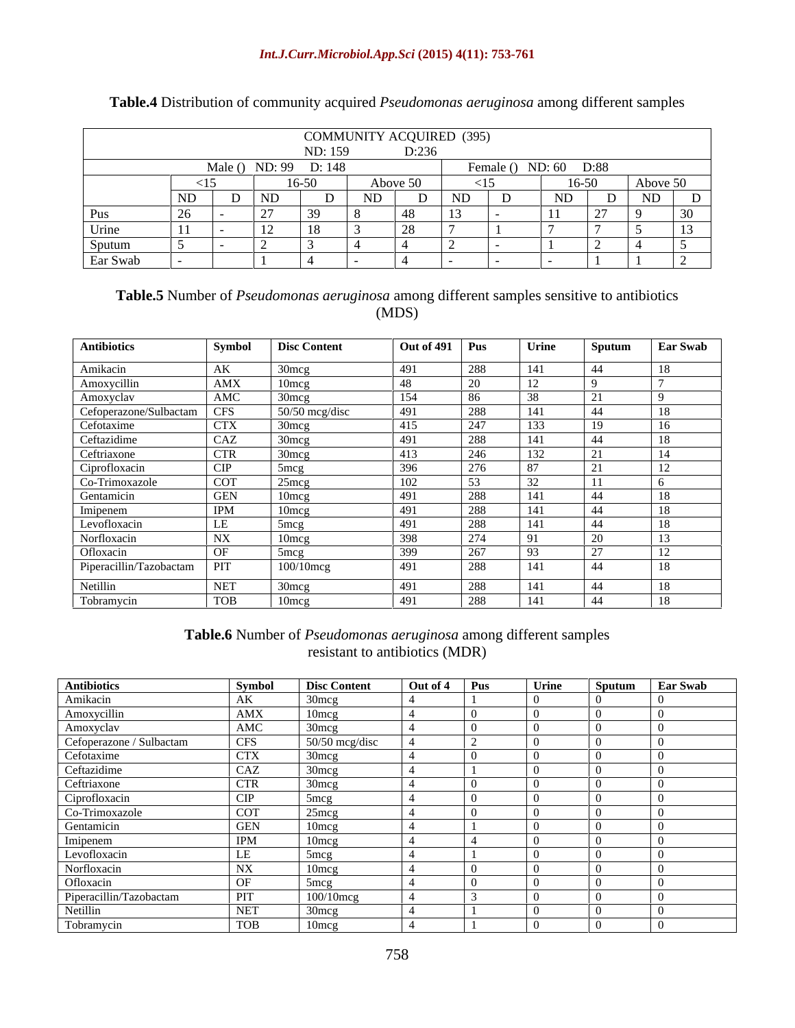**Table.4** Distribution of community acquired *Pseudomonas aeruginosa* among different samples

| COMMUNITY ACQUIRED (395) ND: 159 D:236 | | | | | | | | | | | | |
|---|---|---|---|---|---|---|---|---|---|---|---|---|
| | Male () ND: 99 D: 148 | | | | | | Female () ND: 60 D:88 | | | | | |
| | <15 | | 16-50 | | Above 50 | | <15 | | 16-50 | | Above 50 | |
| | ND | D | ND | D | ND | D | ND | D | ND | D | ND | D |
| Pus | 26 | - | 27 | 39 | 8 | 48 | 13 | - | 11 | 27 | 9 | 30 |
| Urine | 11 | - | 12 | 18 | 3 | 28 | 7 | 1 | 7 | 7 | 5 | 13 |
| Sputum | 5 | - | 2 | 3 | 4 | 4 | 2 | - | 1 | 2 | 4 | 5 |
| Ear Swab | - | | 1 | 4 | - | 4 | - | - | - | 1 | 1 | 2 |

**Table.5** Number of *Pseudomonas aeruginosa* among different samples sensitive to antibiotics (MDS)

| Antibiotics | Symbol | Disc Content | Out of 491 | Pus | Urine | Sputum | Ear Swab |
|---|---|---|---|---|---|---|---|
| Amikacin | AK | 30mcg | 491 | 288 | 141 | 44 | 18 |
| Amoxycillin | AMX | 10mcg | 48 | 20 | 12 | 9 | 7 |
| Amoxyclav | AMC | 30mcg | 154 | 86 | 38 | 21 | 9 |
| Cefoperazone/Sulbactam | CFS | 50/50 mcg/disc | 491 | 288 | 141 | 44 | 18 |
| Cefotaxime | CTX | 30mcg | 415 | 247 | 133 | 19 | 16 |
| Ceftazidime | CAZ | 30mcg | 491 | 288 | 141 | 44 | 18 |
| Ceftriaxone | CTR | 30mcg | 413 | 246 | 132 | 21 | 14 |
| Ciprofloxacin | CIP | 5mcg | 396 | 276 | 87 | 21 | 12 |
| Co-Trimoxazole | COT | 25mcg | 102 | 53 | 32 | 11 | 6 |
| Gentamicin | GEN | 10mcg | 491 | 288 | 141 | 44 | 18 |
| Imipenem | IPM | 10mcg | 491 | 288 | 141 | 44 | 18 |
| Levofloxacin | LE | 5mcg | 491 | 288 | 141 | 44 | 18 |
| Norfloxacin | NX | 10mcg | 398 | 274 | 91 | 20 | 13 |
| Ofloxacin | OF | 5mcg | 399 | 267 | 93 | 27 | 12 |
| Piperacillin/Tazobactam | PIT | 100/10mcg | 491 | 288 | 141 | 44 | 18 |
| Netillin | NET | 30mcg | 491 | 288 | 141 | 44 | 18 |
| Tobramycin | TOB | 10mcg | 491 | 288 | 141 | 44 | 18 |

**Table.6** Number of *Pseudomonas aeruginosa* among different samples resistant to antibiotics (MDR)

| Antibiotics | Symbol | Disc Content | Out of 4 | Pus | Urine | Sputum | Ear Swab |
|---|---|---|---|---|---|---|---|
| Amikacin | AK | 30mcg | 4 | 1 | 0 | 0 | 0 |
| Amoxycillin | AMX | 10mcg | 4 | 0 | 0 | 0 | 0 |
| Amoxyclav | AMC | 30mcg | 4 | 0 | 0 | 0 | 0 |
| Cefoperazone / Sulbactam | CFS | 50/50 mcg/disc | 4 | 2 | 0 | 0 | 0 |
| Cefotaxime | CTX | 30mcg | 4 | 0 | 0 | 0 | 0 |
| Ceftazidime | CAZ | 30mcg | 4 | 1 | 0 | 0 | 0 |
| Ceftriaxone | CTR | 30mcg | 4 | 0 | 0 | 0 | 0 |
| Ciprofloxacin | CIP | 5mcg | 4 | 0 | 0 | 0 | 0 |
| Co-Trimoxazole | COT | 25mcg | 4 | 0 | 0 | 0 | 0 |
| Gentamicin | GEN | 10mcg | 4 | 1 | 0 | 0 | 0 |
| Imipenem | IPM | 10mcg | 4 | 4 | 0 | 0 | 0 |
| Levofloxacin | LE | 5mcg | 4 | 1 | 0 | 0 | 0 |
| Norfloxacin | NX | 10mcg | 4 | 0 | 0 | 0 | 0 |
| Ofloxacin | OF | 5mcg | 4 | 0 | 0 | 0 | 0 |
| Piperacillin/Tazobactam | PIT | 100/10mcg | 4 | 3 | 0 | 0 | 0 |
| Netillin | NET | 30mcg | 4 | 1 | 0 | 0 | 0 |
| Tobramycin | TOB | 10mcg | 4 | 1 | 0 | 0 | 0 |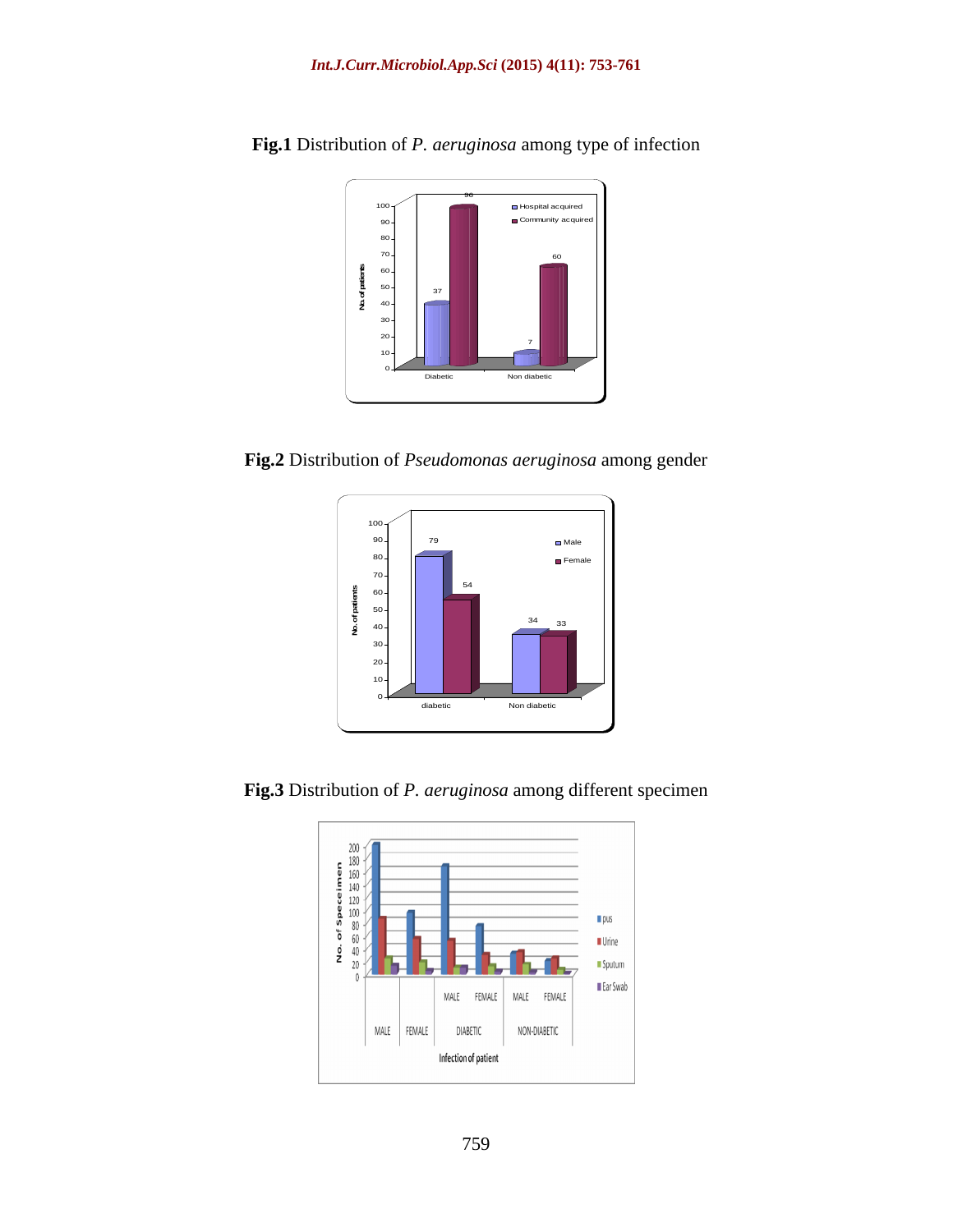**Fig.1** Distribution of *P. aeruginosa* among type of infection

**Fig.2** Distribution of *Pseudomonas aeruginosa* among gender

**Fig.3** Distribution of *P. aeruginosa* among different specimen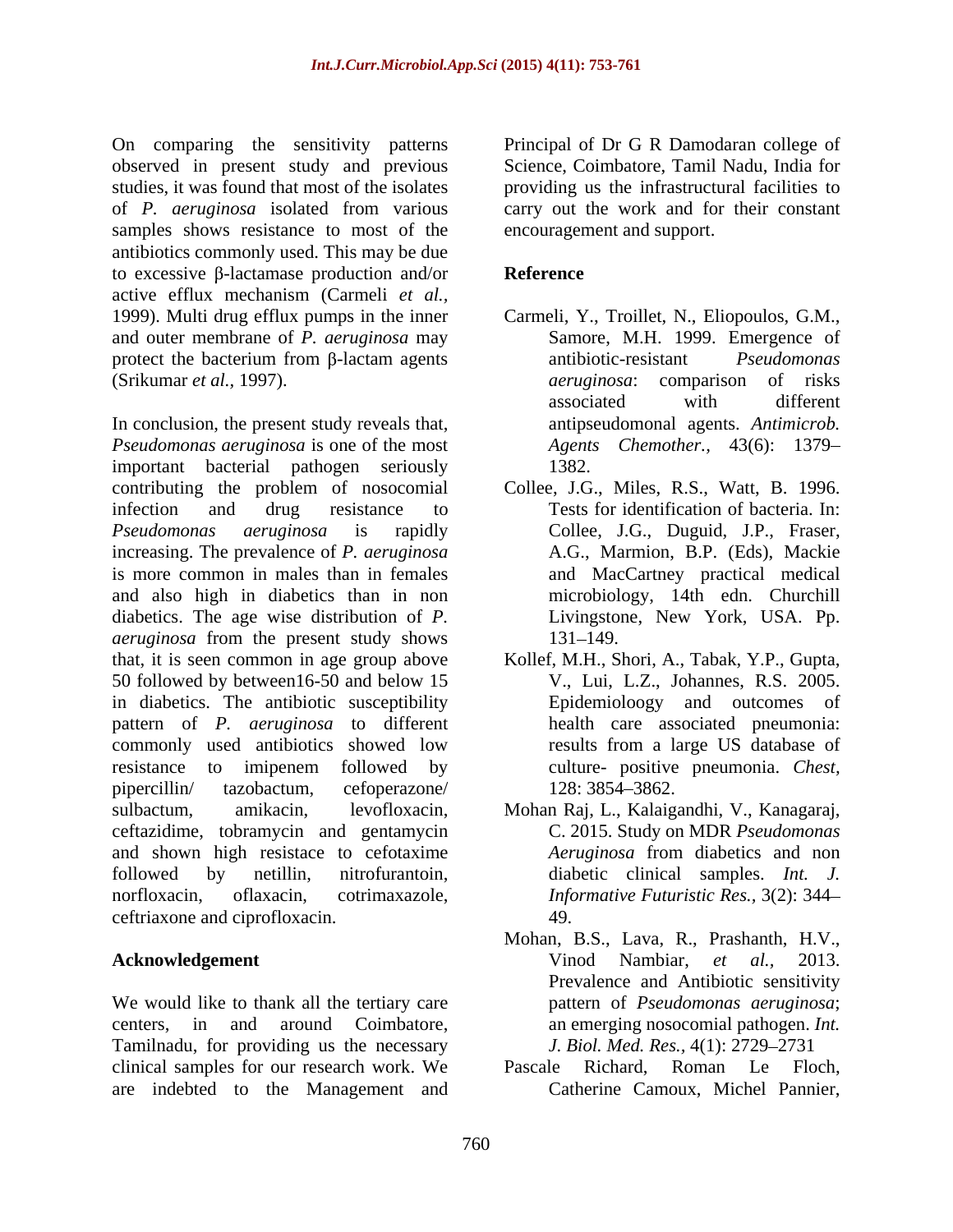On comparing the sensitivity patterns observed in present study and previous studies, it was found that most of the isolates of *P. aeruginosa* isolated from various samples shows resistance to most of the antibiotics commonly used. This may be due to excessive β-lactamase production and/or active efflux mechanism (Carmeli *et al.*, 1999). Multi drug efflux pumps in the inner and outer membrane of *P. aeruginosa* may protect the bacterium from β-lactam agents (Srikumar *et al.*, 1997).

In conclusion, the present study reveals that, *Pseudomonas aeruginosa* is one of the most important bacterial pathogen seriously contributing the problem of nosocomial infection and drug resistance to *Pseudomonas aeruginosa* is rapidly increasing. The prevalence of *P. aeruginosa* is more common in males than in females and also high in diabetics than in non diabetics. The age wise distribution of *P. aeruginosa* from the present study shows that, it is seen common in age group above 50 followed by between16-50 and below 15 in diabetics. The antibiotic susceptibility pattern of *P. aeruginosa* to different commonly used antibiotics showed low resistance to imipenem followed by pipercillin/ tazobactum, cefoperazone/ sulbactum, amikacin, levofloxacin, ceftazidime, tobramycin and gentamycin and shown high resistace to cefotaxime followed by netillin, nitrofurantoin, norfloxacin, oflaxacin, cotrimaxazole, ceftriaxone and ciprofloxacin.

## Acknowledgement

We would like to thank all the tertiary care centers, in and around Coimbatore, Tamilnadu, for providing us the necessary clinical samples for our research work. We are indebted to the Management and Principal of Dr G R Damodaran college of Science, Coimbatore, Tamil Nadu, India for providing us the infrastructural facilities to carry out the work and for their constant encouragement and support.

## Reference

Carmeli, Y., Troillet, N., Eliopoulos, G.M., Samore, M.H. 1999. Emergence of antibiotic-resistant *Pseudomonas aeruginosa*: comparison of risks associated with different antipseudomonal agents. *Antimicrob. Agents Chemother.,* 43(6): 1379–1382.

Collee, J.G., Miles, R.S., Watt, B. 1996. Tests for identification of bacteria. In: Collee, J.G., Duguid, J.P., Fraser, A.G., Marmion, B.P. (Eds), Mackie and MacCartney practical medical microbiology, 14th edn. Churchill Livingstone, New York, USA. Pp. 131–149.

Kollef, M.H., Shori, A., Tabak, Y.P., Gupta, V., Lui, L.Z., Johannes, R.S. 2005. Epidemioloogy and outcomes of health care associated pneumonia: results from a large US database of culture- positive pneumonia. *Chest,* 128: 3854–3862.

Mohan Raj, L., Kalaigandhi, V., Kanagaraj, C. 2015. Study on MDR *Pseudomonas Aeruginosa* from diabetics and non diabetic clinical samples. *Int. J. Informative Futuristic Res.,* 3(2): 344–49.

Mohan, B.S., Lava, R., Prashanth, H.V., Vinod Nambiar, *et al.,* 2013. Prevalence and Antibiotic sensitivity pattern of *Pseudomonas aeruginosa*; an emerging nosocomial pathogen. *Int. J. Biol. Med. Res.,* 4(1): 2729–2731

Pascale Richard, Roman Le Floch, Catherine Camoux, Michel Pannier,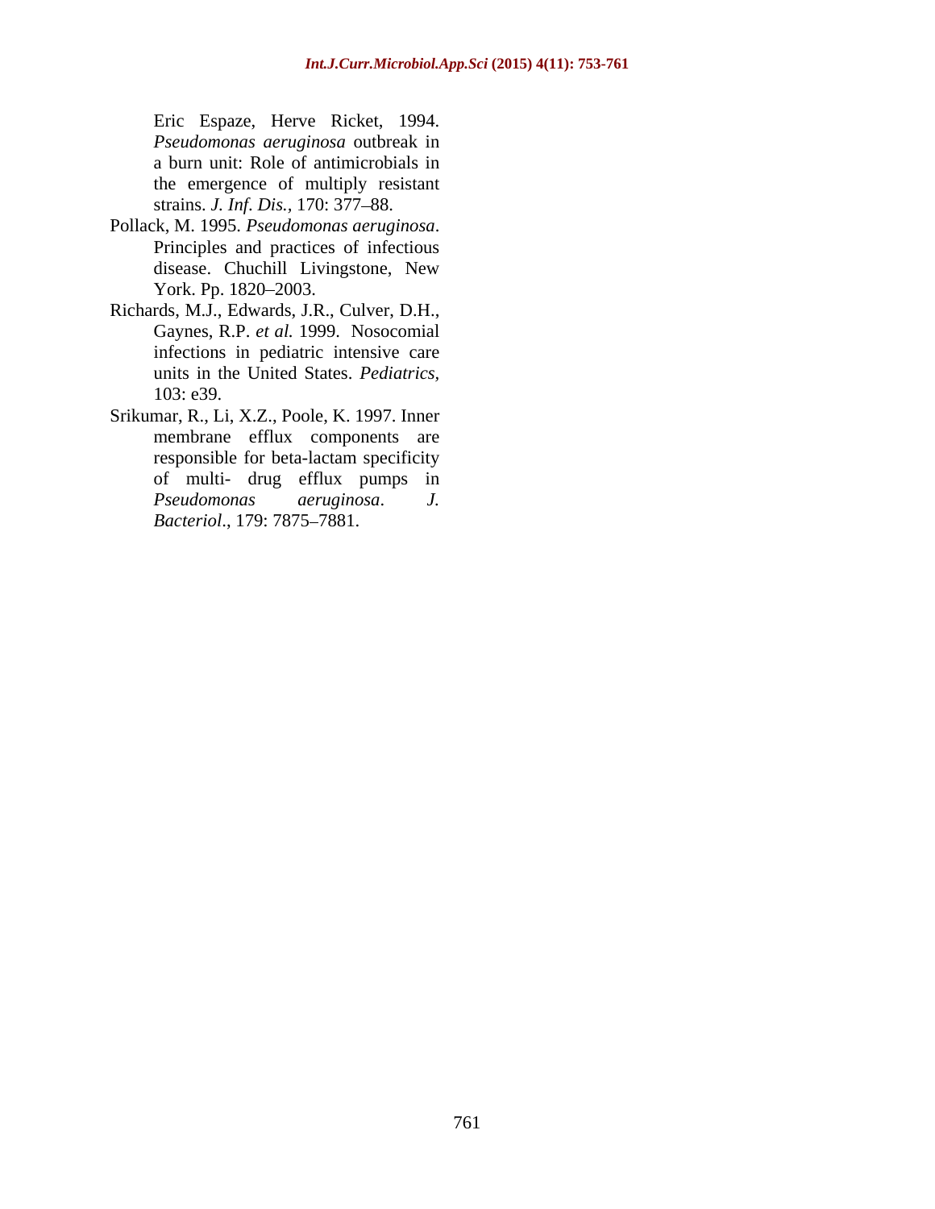Eric Espaze, Herve Ricket, 1994. *Pseudomonas aeruginosa* outbreak in a burn unit: Role of antimicrobials in the emergence of multiply resistant strains. *J. Inf. Dis.*, 170: 377–88.

Pollack, M. 1995. *Pseudomonas aeruginosa*. Principles and practices of infectious disease. Chuchill Livingstone, New York. Pp. 1820–2003.

Richards, M.J., Edwards, J.R., Culver, D.H., Gaynes, R.P. *et al.* 1999. Nosocomial infections in pediatric intensive care units in the United States. *Pediatrics,* 103: e39.

Srikumar, R., Li, X.Z., Poole, K. 1997. Inner membrane efflux components are responsible for beta-lactam specificity of multi- drug efflux pumps in *Pseudomonas aeruginosa*. *J. Bacteriol*., 179: 7875–7881.